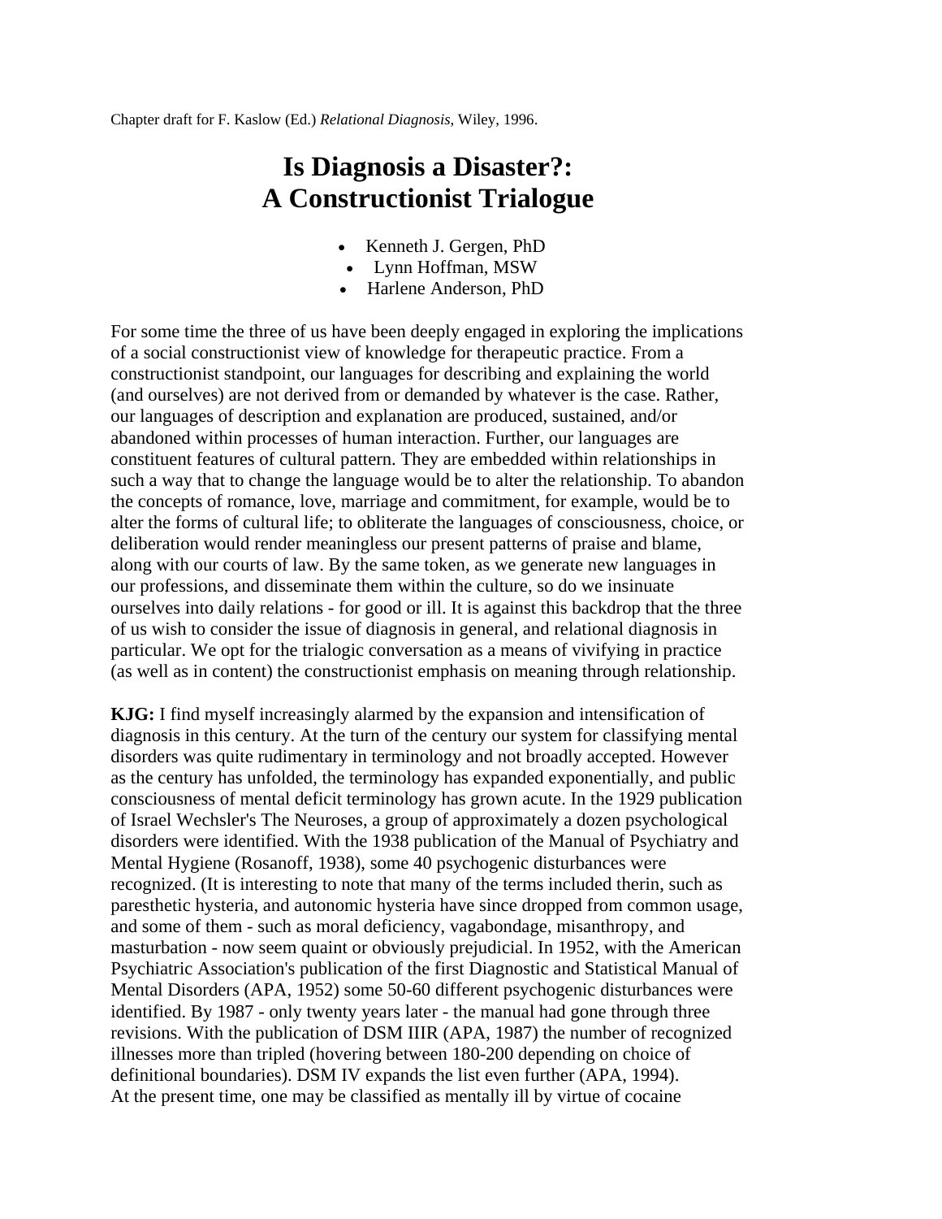Chapter draft for F. Kaslow (Ed.) *Relational Diagnosis*, Wiley, 1996.

# Is Diagnosis a Disaster?: A Constructionist Trialogue

- Kenneth J. Gergen, PhD
- Lynn Hoffman, MSW
- Harlene Anderson, PhD

For some time the three of us have been deeply engaged in exploring the implications of a social constructionist view of knowledge for therapeutic practice. From a constructionist standpoint, our languages for describing and explaining the world (and ourselves) are not derived from or demanded by whatever is the case. Rather, our languages of description and explanation are produced, sustained, and/or abandoned within processes of human interaction. Further, our languages are constituent features of cultural pattern. They are embedded within relationships in such a way that to change the language would be to alter the relationship. To abandon the concepts of romance, love, marriage and commitment, for example, would be to alter the forms of cultural life; to obliterate the languages of consciousness, choice, or deliberation would render meaningless our present patterns of praise and blame, along with our courts of law. By the same token, as we generate new languages in our professions, and disseminate them within the culture, so do we insinuate ourselves into daily relations - for good or ill. It is against this backdrop that the three of us wish to consider the issue of diagnosis in general, and relational diagnosis in particular. We opt for the trialogic conversation as a means of vivifying in practice (as well as in content) the constructionist emphasis on meaning through relationship.

**KJG:** I find myself increasingly alarmed by the expansion and intensification of diagnosis in this century. At the turn of the century our system for classifying mental disorders was quite rudimentary in terminology and not broadly accepted. However as the century has unfolded, the terminology has expanded exponentially, and public consciousness of mental deficit terminology has grown acute. In the 1929 publication of Israel Wechsler's The Neuroses, a group of approximately a dozen psychological disorders were identified. With the 1938 publication of the Manual of Psychiatry and Mental Hygiene (Rosanoff, 1938), some 40 psychogenic disturbances were recognized. (It is interesting to note that many of the terms included therin, such as paresthetic hysteria, and autonomic hysteria have since dropped from common usage, and some of them - such as moral deficiency, vagabondage, misanthropy, and masturbation - now seem quaint or obviously prejudicial. In 1952, with the American Psychiatric Association's publication of the first Diagnostic and Statistical Manual of Mental Disorders (APA, 1952) some 50-60 different psychogenic disturbances were identified. By 1987 - only twenty years later - the manual had gone through three revisions. With the publication of DSM IIIR (APA, 1987) the number of recognized illnesses more than tripled (hovering between 180-200 depending on choice of definitional boundaries). DSM IV expands the list even further (APA, 1994). At the present time, one may be classified as mentally ill by virtue of cocaine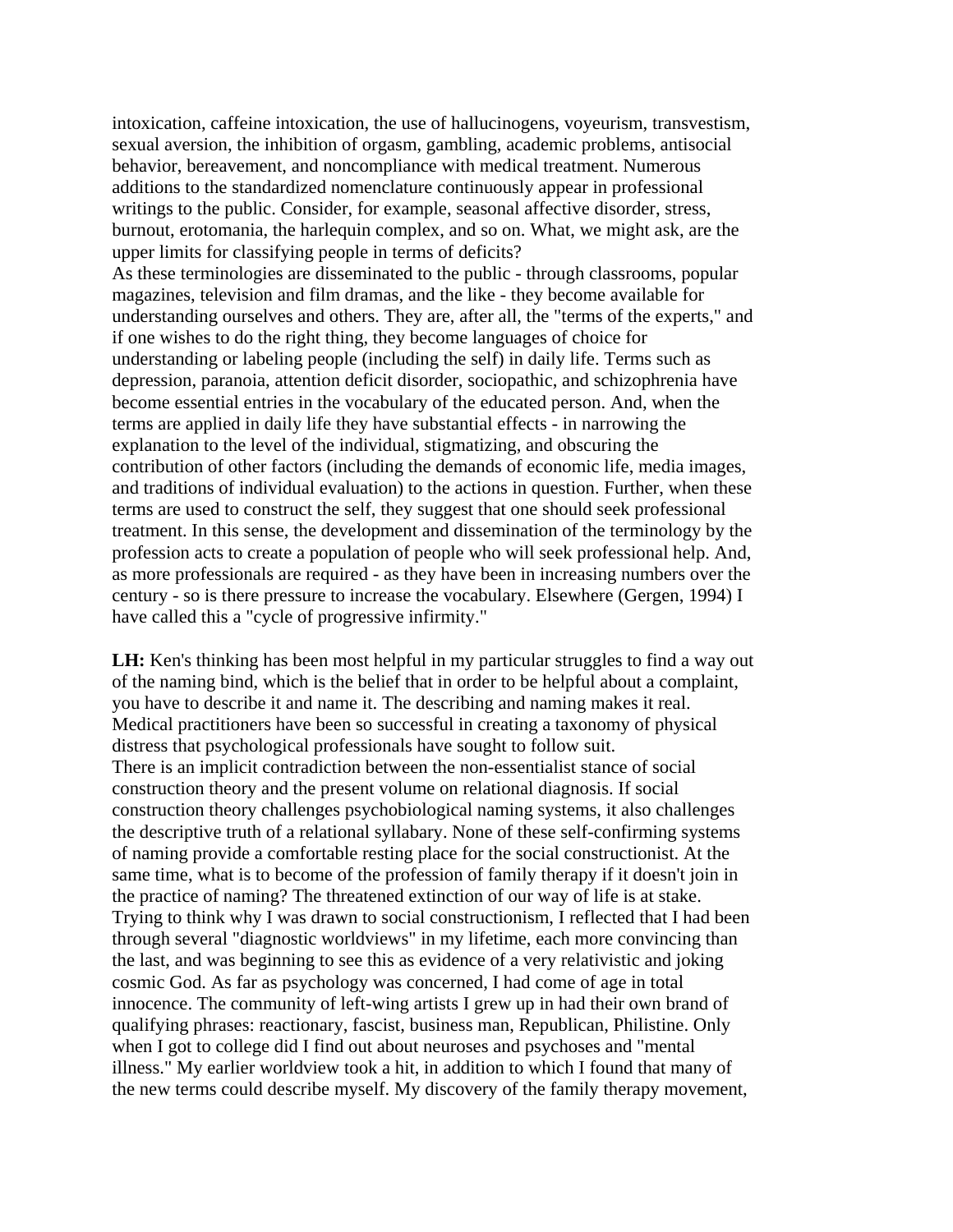intoxication, caffeine intoxication, the use of hallucinogens, voyeurism, transvestism, sexual aversion, the inhibition of orgasm, gambling, academic problems, antisocial behavior, bereavement, and noncompliance with medical treatment. Numerous additions to the standardized nomenclature continuously appear in professional writings to the public. Consider, for example, seasonal affective disorder, stress, burnout, erotomania, the harlequin complex, and so on. What, we might ask, are the upper limits for classifying people in terms of deficits?

As these terminologies are disseminated to the public - through classrooms, popular magazines, television and film dramas, and the like - they become available for understanding ourselves and others. They are, after all, the "terms of the experts," and if one wishes to do the right thing, they become languages of choice for understanding or labeling people (including the self) in daily life. Terms such as depression, paranoia, attention deficit disorder, sociopathic, and schizophrenia have become essential entries in the vocabulary of the educated person. And, when the terms are applied in daily life they have substantial effects - in narrowing the explanation to the level of the individual, stigmatizing, and obscuring the contribution of other factors (including the demands of economic life, media images, and traditions of individual evaluation) to the actions in question. Further, when these terms are used to construct the self, they suggest that one should seek professional treatment. In this sense, the development and dissemination of the terminology by the profession acts to create a population of people who will seek professional help. And, as more professionals are required - as they have been in increasing numbers over the century - so is there pressure to increase the vocabulary. Elsewhere (Gergen, 1994) I have called this a "cycle of progressive infirmity."

**LH:** Ken's thinking has been most helpful in my particular struggles to find a way out of the naming bind, which is the belief that in order to be helpful about a complaint, you have to describe it and name it. The describing and naming makes it real. Medical practitioners have been so successful in creating a taxonomy of physical distress that psychological professionals have sought to follow suit.

There is an implicit contradiction between the non-essentialist stance of social construction theory and the present volume on relational diagnosis. If social construction theory challenges psychobiological naming systems, it also challenges the descriptive truth of a relational syllabary. None of these self-confirming systems of naming provide a comfortable resting place for the social constructionist. At the same time, what is to become of the profession of family therapy if it doesn't join in the practice of naming? The threatened extinction of our way of life is at stake.

Trying to think why I was drawn to social constructionism, I reflected that I had been through several "diagnostic worldviews" in my lifetime, each more convincing than the last, and was beginning to see this as evidence of a very relativistic and joking cosmic God. As far as psychology was concerned, I had come of age in total innocence. The community of left-wing artists I grew up in had their own brand of qualifying phrases: reactionary, fascist, business man, Republican, Philistine. Only when I got to college did I find out about neuroses and psychoses and "mental illness." My earlier worldview took a hit, in addition to which I found that many of the new terms could describe myself. My discovery of the family therapy movement,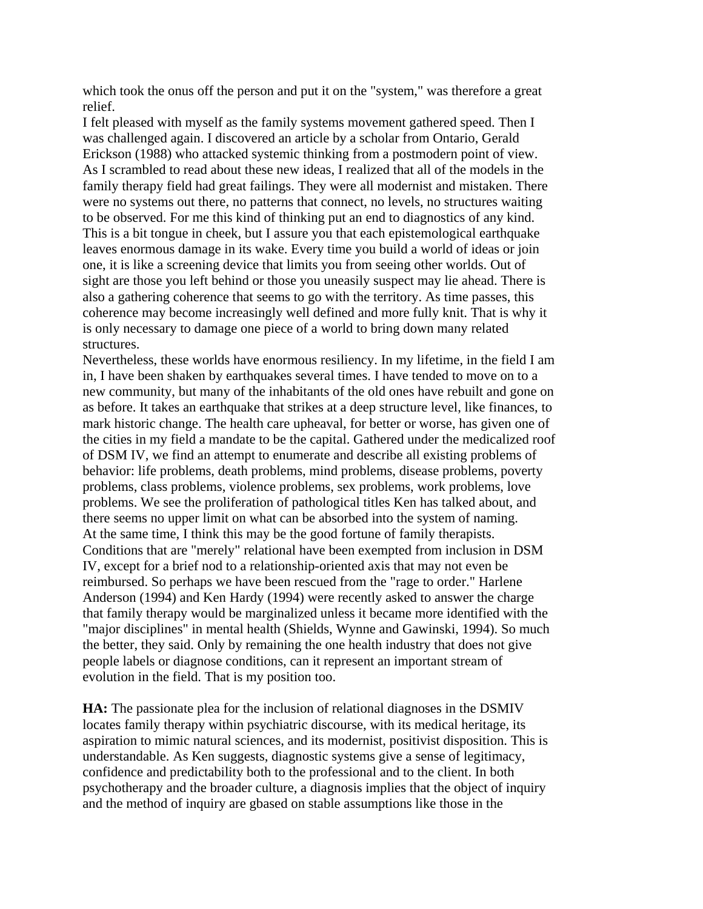which took the onus off the person and put it on the "system," was therefore a great relief.

I felt pleased with myself as the family systems movement gathered speed. Then I was challenged again. I discovered an article by a scholar from Ontario, Gerald Erickson (1988) who attacked systemic thinking from a postmodern point of view. As I scrambled to read about these new ideas, I realized that all of the models in the family therapy field had great failings. They were all modernist and mistaken. There were no systems out there, no patterns that connect, no levels, no structures waiting to be observed. For me this kind of thinking put an end to diagnostics of any kind. This is a bit tongue in cheek, but I assure you that each epistemological earthquake leaves enormous damage in its wake. Every time you build a world of ideas or join one, it is like a screening device that limits you from seeing other worlds. Out of sight are those you left behind or those you uneasily suspect may lie ahead. There is also a gathering coherence that seems to go with the territory. As time passes, this coherence may become increasingly well defined and more fully knit. That is why it is only necessary to damage one piece of a world to bring down many related structures.

Nevertheless, these worlds have enormous resiliency. In my lifetime, in the field I am in, I have been shaken by earthquakes several times. I have tended to move on to a new community, but many of the inhabitants of the old ones have rebuilt and gone on as before. It takes an earthquake that strikes at a deep structure level, like finances, to mark historic change. The health care upheaval, for better or worse, has given one of the cities in my field a mandate to be the capital. Gathered under the medicalized roof of DSM IV, we find an attempt to enumerate and describe all existing problems of behavior: life problems, death problems, mind problems, disease problems, poverty problems, class problems, violence problems, sex problems, work problems, love problems. We see the proliferation of pathological titles Ken has talked about, and there seems no upper limit on what can be absorbed into the system of naming.

At the same time, I think this may be the good fortune of family therapists. Conditions that are "merely" relational have been exempted from inclusion in DSM IV, except for a brief nod to a relationship-oriented axis that may not even be reimbursed. So perhaps we have been rescued from the "rage to order." Harlene Anderson (1994) and Ken Hardy (1994) were recently asked to answer the charge that family therapy would be marginalized unless it became more identified with the "major disciplines" in mental health (Shields, Wynne and Gawinski, 1994). So much the better, they said. Only by remaining the one health industry that does not give people labels or diagnose conditions, can it represent an important stream of evolution in the field. That is my position too.

**HA:** The passionate plea for the inclusion of relational diagnoses in the DSMIV locates family therapy within psychiatric discourse, with its medical heritage, its aspiration to mimic natural sciences, and its modernist, positivist disposition. This is understandable. As Ken suggests, diagnostic systems give a sense of legitimacy, confidence and predictability both to the professional and to the client. In both psychotherapy and the broader culture, a diagnosis implies that the object of inquiry and the method of inquiry are gbased on stable assumptions like those in the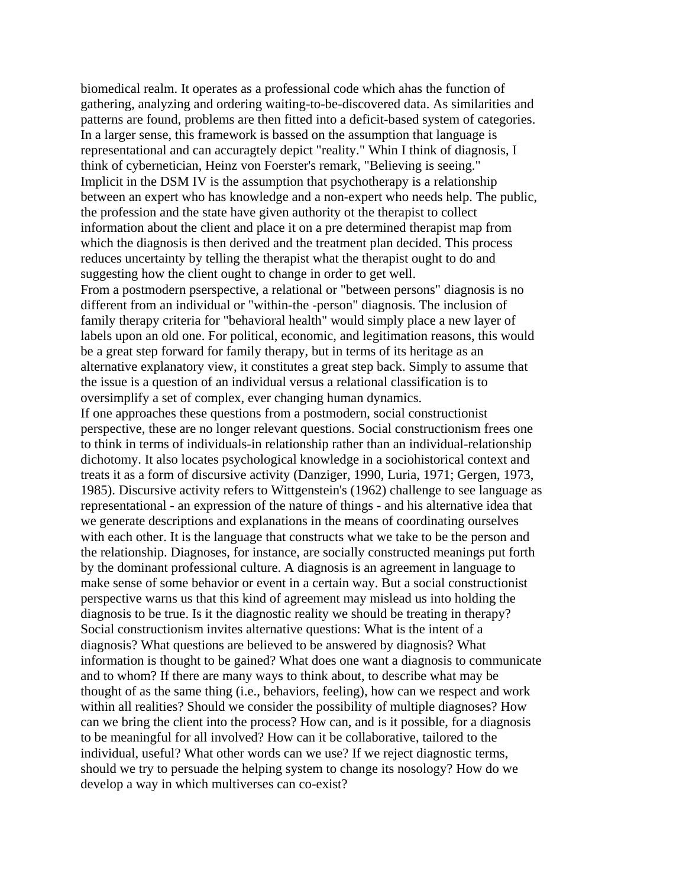biomedical realm. It operates as a professional code which ahas the function of gathering, analyzing and ordering waiting-to-be-discovered data. As similarities and patterns are found, problems are then fitted into a deficit-based system of categories. In a larger sense, this framework is bassed on the assumption that language is representational and can accuragtely depict "reality." Whin I think of diagnosis, I think of cybernetician, Heinz von Foerster's remark, "Believing is seeing."

Implicit in the DSM IV is the assumption that psychotherapy is a relationship between an expert who has knowledge and a non-expert who needs help. The public, the profession and the state have given authority ot the therapist to collect information about the client and place it on a pre determined therapist map from which the diagnosis is then derived and the treatment plan decided. This process reduces uncertainty by telling the therapist what the therapist ought to do and suggesting how the client ought to change in order to get well.

From a postmodern pserspective, a relational or "between persons" diagnosis is no different from an individual or "within-the -person" diagnosis. The inclusion of family therapy criteria for "behavioral health" would simply place a new layer of labels upon an old one. For political, economic, and legitimation reasons, this would be a great step forward for family therapy, but in terms of its heritage as an alternative explanatory view, it constitutes a great step back. Simply to assume that the issue is a question of an individual versus a relational classification is to oversimplify a set of complex, ever changing human dynamics.

If one approaches these questions from a postmodern, social constructionist perspective, these are no longer relevant questions. Social constructionism frees one to think in terms of individuals-in relationship rather than an individual-relationship dichotomy. It also locates psychological knowledge in a sociohistorical context and treats it as a form of discursive activity (Danziger, 1990, Luria, 1971; Gergen, 1973, 1985). Discursive activity refers to Wittgenstein's (1962) challenge to see language as representational - an expression of the nature of things - and his alternative idea that we generate descriptions and explanations in the means of coordinating ourselves with each other. It is the language that constructs what we take to be the person and the relationship. Diagnoses, for instance, are socially constructed meanings put forth by the dominant professional culture. A diagnosis is an agreement in language to make sense of some behavior or event in a certain way. But a social constructionist perspective warns us that this kind of agreement may mislead us into holding the diagnosis to be true. Is it the diagnostic reality we should be treating in therapy? Social constructionism invites alternative questions: What is the intent of a diagnosis? What questions are believed to be answered by diagnosis? What information is thought to be gained? What does one want a diagnosis to communicate and to whom? If there are many ways to think about, to describe what may be thought of as the same thing (i.e., behaviors, feeling), how can we respect and work within all realities? Should we consider the possibility of multiple diagnoses? How can we bring the client into the process? How can, and is it possible, for a diagnosis to be meaningful for all involved? How can it be collaborative, tailored to the individual, useful? What other words can we use? If we reject diagnostic terms, should we try to persuade the helping system to change its nosology? How do we develop a way in which multiverses can co-exist?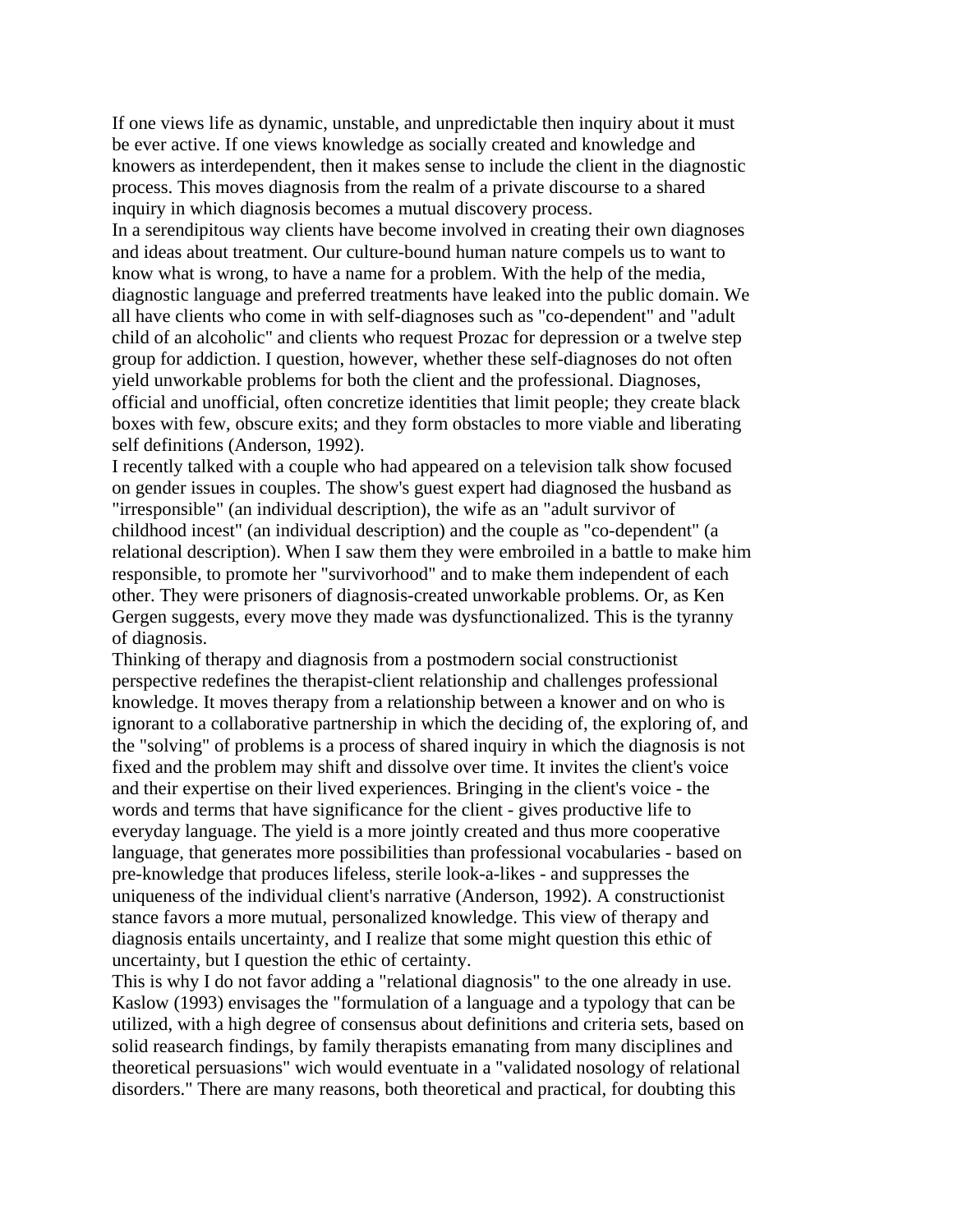If one views life as dynamic, unstable, and unpredictable then inquiry about it must be ever active. If one views knowledge as socially created and knowledge and knowers as interdependent, then it makes sense to include the client in the diagnostic process. This moves diagnosis from the realm of a private discourse to a shared inquiry in which diagnosis becomes a mutual discovery process.

In a serendipitous way clients have become involved in creating their own diagnoses and ideas about treatment. Our culture-bound human nature compels us to want to know what is wrong, to have a name for a problem. With the help of the media, diagnostic language and preferred treatments have leaked into the public domain. We all have clients who come in with self-diagnoses such as "co-dependent" and "adult child of an alcoholic" and clients who request Prozac for depression or a twelve step group for addiction. I question, however, whether these self-diagnoses do not often yield unworkable problems for both the client and the professional. Diagnoses, official and unofficial, often concretize identities that limit people; they create black boxes with few, obscure exits; and they form obstacles to more viable and liberating self definitions (Anderson, 1992).

I recently talked with a couple who had appeared on a television talk show focused on gender issues in couples. The show's guest expert had diagnosed the husband as "irresponsible" (an individual description), the wife as an "adult survivor of childhood incest" (an individual description) and the couple as "co-dependent" (a relational description). When I saw them they were embroiled in a battle to make him responsible, to promote her "survivorhood" and to make them independent of each other. They were prisoners of diagnosis-created unworkable problems. Or, as Ken Gergen suggests, every move they made was dysfunctionalized. This is the tyranny of diagnosis.

Thinking of therapy and diagnosis from a postmodern social constructionist perspective redefines the therapist-client relationship and challenges professional knowledge. It moves therapy from a relationship between a knower and on who is ignorant to a collaborative partnership in which the deciding of, the exploring of, and the "solving" of problems is a process of shared inquiry in which the diagnosis is not fixed and the problem may shift and dissolve over time. It invites the client's voice and their expertise on their lived experiences. Bringing in the client's voice - the words and terms that have significance for the client - gives productive life to everyday language. The yield is a more jointly created and thus more cooperative language, that generates more possibilities than professional vocabularies - based on pre-knowledge that produces lifeless, sterile look-a-likes - and suppresses the uniqueness of the individual client's narrative (Anderson, 1992). A constructionist stance favors a more mutual, personalized knowledge. This view of therapy and diagnosis entails uncertainty, and I realize that some might question this ethic of uncertainty, but I question the ethic of certainty.

This is why I do not favor adding a "relational diagnosis" to the one already in use. Kaslow (1993) envisages the "formulation of a language and a typology that can be utilized, with a high degree of consensus about definitions and criteria sets, based on solid reasearch findings, by family therapists emanating from many disciplines and theoretical persuasions" wich would eventuate in a "validated nosology of relational disorders." There are many reasons, both theoretical and practical, for doubting this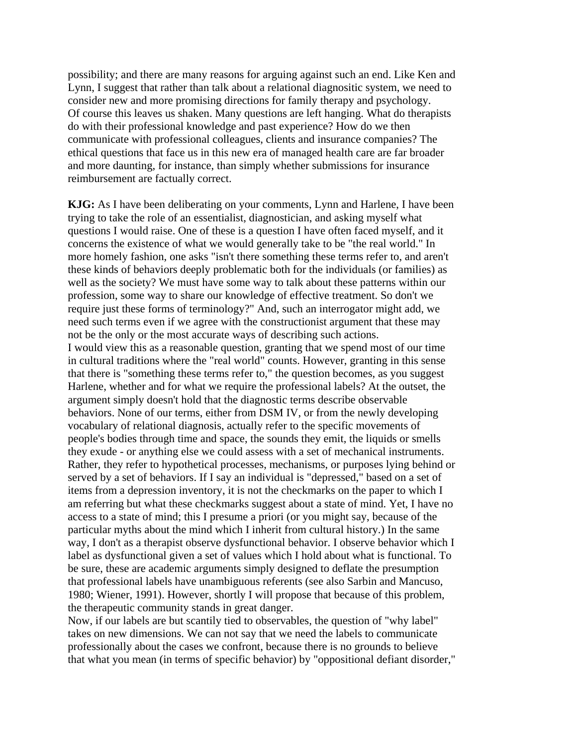possibility; and there are many reasons for arguing against such an end. Like Ken and Lynn, I suggest that rather than talk about a relational diagnositic system, we need to consider new and more promising directions for family therapy and psychology.
Of course this leaves us shaken. Many questions are left hanging. What do therapists do with their professional knowledge and past experience? How do we then communicate with professional colleagues, clients and insurance companies? The ethical questions that face us in this new era of managed health care are far broader and more daunting, for instance, than simply whether submissions for insurance reimbursement are factually correct.

**KJG:** As I have been deliberating on your comments, Lynn and Harlene, I have been trying to take the role of an essentialist, diagnostician, and asking myself what questions I would raise. One of these is a question I have often faced myself, and it concerns the existence of what we would generally take to be "the real world." In more homely fashion, one asks "isn't there something these terms refer to, and aren't these kinds of behaviors deeply problematic both for the individuals (or families) as well as the society? We must have some way to talk about these patterns within our profession, some way to share our knowledge of effective treatment. So don't we require just these forms of terminology?" And, such an interrogator might add, we need such terms even if we agree with the constructionist argument that these may not be the only or the most accurate ways of describing such actions.
I would view this as a reasonable question, granting that we spend most of our time in cultural traditions where the "real world" counts. However, granting in this sense that there is "something these terms refer to," the question becomes, as you suggest Harlene, whether and for what we require the professional labels? At the outset, the argument simply doesn't hold that the diagnostic terms describe observable behaviors. None of our terms, either from DSM IV, or from the newly developing vocabulary of relational diagnosis, actually refer to the specific movements of people's bodies through time and space, the sounds they emit, the liquids or smells they exude - or anything else we could assess with a set of mechanical instruments. Rather, they refer to hypothetical processes, mechanisms, or purposes lying behind or served by a set of behaviors. If I say an individual is "depressed," based on a set of items from a depression inventory, it is not the checkmarks on the paper to which I am referring but what these checkmarks suggest about a state of mind. Yet, I have no access to a state of mind; this I presume a priori (or you might say, because of the particular myths about the mind which I inherit from cultural history.) In the same way, I don't as a therapist observe dysfunctional behavior. I observe behavior which I label as dysfunctional given a set of values which I hold about what is functional. To be sure, these are academic arguments simply designed to deflate the presumption that professional labels have unambiguous referents (see also Sarbin and Mancuso, 1980; Wiener, 1991). However, shortly I will propose that because of this problem, the therapeutic community stands in great danger.
Now, if our labels are but scantily tied to observables, the question of "why label" takes on new dimensions. We can not say that we need the labels to communicate professionally about the cases we confront, because there is no grounds to believe that what you mean (in terms of specific behavior) by "oppositional defiant disorder,"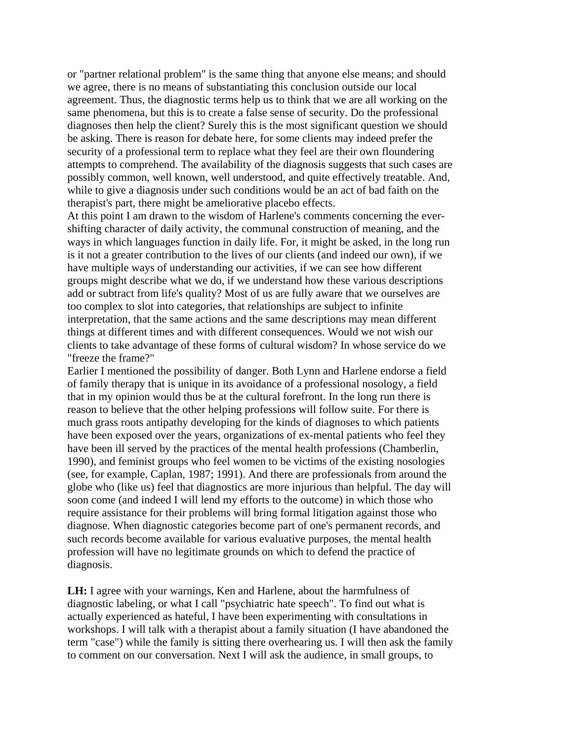or "partner relational problem" is the same thing that anyone else means; and should we agree, there is no means of substantiating this conclusion outside our local agreement. Thus, the diagnostic terms help us to think that we are all working on the same phenomena, but this is to create a false sense of security. Do the professional diagnoses then help the client? Surely this is the most significant question we should be asking. There is reason for debate here, for some clients may indeed prefer the security of a professional term to replace what they feel are their own floundering attempts to comprehend. The availability of the diagnosis suggests that such cases are possibly common, well known, well understood, and quite effectively treatable. And, while to give a diagnosis under such conditions would be an act of bad faith on the therapist's part, there might be ameliorative placebo effects.

At this point I am drawn to the wisdom of Harlene's comments concerning the ever-shifting character of daily activity, the communal construction of meaning, and the ways in which languages function in daily life. For, it might be asked, in the long run is it not a greater contribution to the lives of our clients (and indeed our own), if we have multiple ways of understanding our activities, if we can see how different groups might describe what we do, if we understand how these various descriptions add or subtract from life's quality? Most of us are fully aware that we ourselves are too complex to slot into categories, that relationships are subject to infinite interpretation, that the same actions and the same descriptions may mean different things at different times and with different consequences. Would we not wish our clients to take advantage of these forms of cultural wisdom? In whose service do we "freeze the frame?"

Earlier I mentioned the possibility of danger. Both Lynn and Harlene endorse a field of family therapy that is unique in its avoidance of a professional nosology, a field that in my opinion would thus be at the cultural forefront. In the long run there is reason to believe that the other helping professions will follow suite. For there is much grass roots antipathy developing for the kinds of diagnoses to which patients have been exposed over the years, organizations of ex-mental patients who feel they have been ill served by the practices of the mental health professions (Chamberlin, 1990), and feminist groups who feel women to be victims of the existing nosologies (see, for example, Caplan, 1987; 1991). And there are professionals from around the globe who (like us) feel that diagnostics are more injurious than helpful. The day will soon come (and indeed I will lend my efforts to the outcome) in which those who require assistance for their problems will bring formal litigation against those who diagnose. When diagnostic categories become part of one's permanent records, and such records become available for various evaluative purposes, the mental health profession will have no legitimate grounds on which to defend the practice of diagnosis.

**LH:** I agree with your warnings, Ken and Harlene, about the harmfulness of diagnostic labeling, or what I call "psychiatric hate speech". To find out what is actually experienced as hateful, I have been experimenting with consultations in workshops. I will talk with a therapist about a family situation (I have abandoned the term "case") while the family is sitting there overhearing us. I will then ask the family to comment on our conversation. Next I will ask the audience, in small groups, to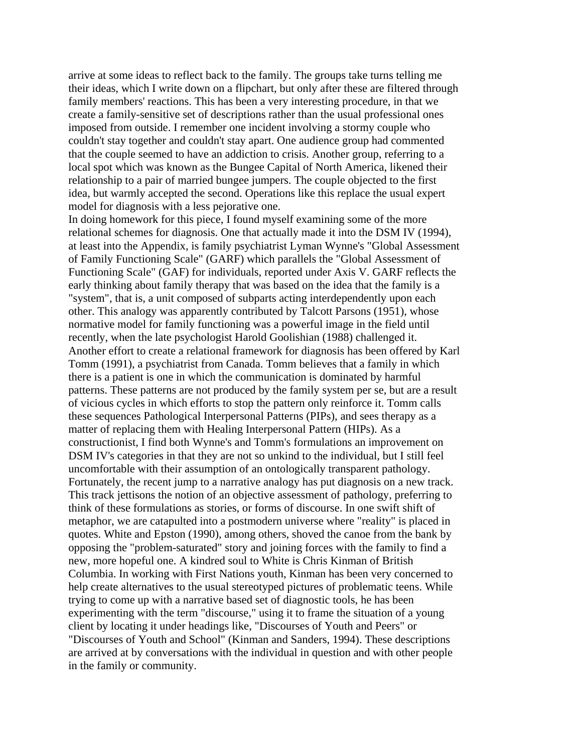arrive at some ideas to reflect back to the family. The groups take turns telling me their ideas, which I write down on a flipchart, but only after these are filtered through family members' reactions. This has been a very interesting procedure, in that we create a family-sensitive set of descriptions rather than the usual professional ones imposed from outside. I remember one incident involving a stormy couple who couldn't stay together and couldn't stay apart. One audience group had commented that the couple seemed to have an addiction to crisis. Another group, referring to a local spot which was known as the Bungee Capital of North America, likened their relationship to a pair of married bungee jumpers. The couple objected to the first idea, but warmly accepted the second. Operations like this replace the usual expert model for diagnosis with a less pejorative one.

In doing homework for this piece, I found myself examining some of the more relational schemes for diagnosis. One that actually made it into the DSM IV (1994), at least into the Appendix, is family psychiatrist Lyman Wynne's "Global Assessment of Family Functioning Scale" (GARF) which parallels the "Global Assessment of Functioning Scale" (GAF) for individuals, reported under Axis V. GARF reflects the early thinking about family therapy that was based on the idea that the family is a "system", that is, a unit composed of subparts acting interdependently upon each other. This analogy was apparently contributed by Talcott Parsons (1951), whose normative model for family functioning was a powerful image in the field until recently, when the late psychologist Harold Goolishian (1988) challenged it. Another effort to create a relational framework for diagnosis has been offered by Karl Tomm (1991), a psychiatrist from Canada. Tomm believes that a family in which there is a patient is one in which the communication is dominated by harmful patterns. These patterns are not produced by the family system per se, but are a result of vicious cycles in which efforts to stop the pattern only reinforce it. Tomm calls these sequences Pathological Interpersonal Patterns (PIPs), and sees therapy as a matter of replacing them with Healing Interpersonal Pattern (HIPs). As a constructionist, I find both Wynne's and Tomm's formulations an improvement on DSM IV's categories in that they are not so unkind to the individual, but I still feel uncomfortable with their assumption of an ontologically transparent pathology. Fortunately, the recent jump to a narrative analogy has put diagnosis on a new track. This track jettisons the notion of an objective assessment of pathology, preferring to think of these formulations as stories, or forms of discourse. In one swift shift of metaphor, we are catapulted into a postmodern universe where "reality" is placed in quotes. White and Epston (1990), among others, shoved the canoe from the bank by opposing the "problem-saturated" story and joining forces with the family to find a new, more hopeful one. A kindred soul to White is Chris Kinman of British Columbia. In working with First Nations youth, Kinman has been very concerned to help create alternatives to the usual stereotyped pictures of problematic teens. While trying to come up with a narrative based set of diagnostic tools, he has been experimenting with the term "discourse," using it to frame the situation of a young client by locating it under headings like, "Discourses of Youth and Peers" or "Discourses of Youth and School" (Kinman and Sanders, 1994). These descriptions are arrived at by conversations with the individual in question and with other people in the family or community.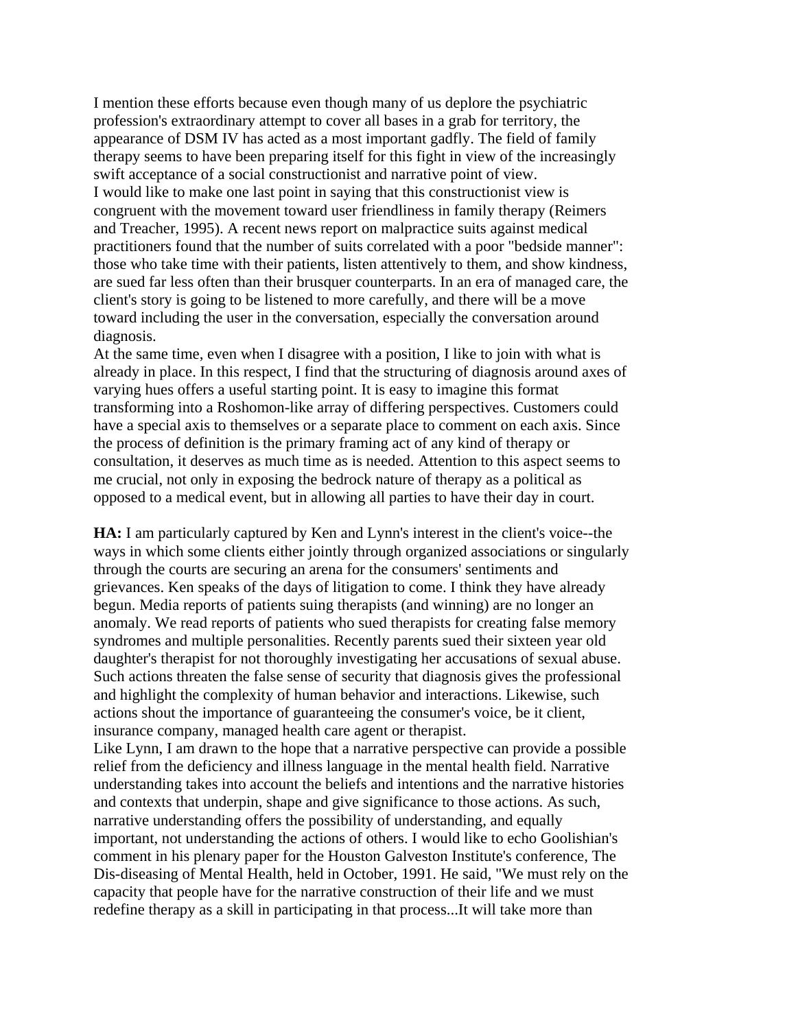I mention these efforts because even though many of us deplore the psychiatric profession's extraordinary attempt to cover all bases in a grab for territory, the appearance of DSM IV has acted as a most important gadfly. The field of family therapy seems to have been preparing itself for this fight in view of the increasingly swift acceptance of a social constructionist and narrative point of view.

I would like to make one last point in saying that this constructionist view is congruent with the movement toward user friendliness in family therapy (Reimers and Treacher, 1995). A recent news report on malpractice suits against medical practitioners found that the number of suits correlated with a poor "bedside manner": those who take time with their patients, listen attentively to them, and show kindness, are sued far less often than their brusquer counterparts. In an era of managed care, the client's story is going to be listened to more carefully, and there will be a move toward including the user in the conversation, especially the conversation around diagnosis.

At the same time, even when I disagree with a position, I like to join with what is already in place. In this respect, I find that the structuring of diagnosis around axes of varying hues offers a useful starting point. It is easy to imagine this format transforming into a Roshomon-like array of differing perspectives. Customers could have a special axis to themselves or a separate place to comment on each axis. Since the process of definition is the primary framing act of any kind of therapy or consultation, it deserves as much time as is needed. Attention to this aspect seems to me crucial, not only in exposing the bedrock nature of therapy as a political as opposed to a medical event, but in allowing all parties to have their day in court.

**HA:** I am particularly captured by Ken and Lynn's interest in the client's voice--the ways in which some clients either jointly through organized associations or singularly through the courts are securing an arena for the consumers' sentiments and grievances. Ken speaks of the days of litigation to come. I think they have already begun. Media reports of patients suing therapists (and winning) are no longer an anomaly. We read reports of patients who sued therapists for creating false memory syndromes and multiple personalities. Recently parents sued their sixteen year old daughter's therapist for not thoroughly investigating her accusations of sexual abuse. Such actions threaten the false sense of security that diagnosis gives the professional and highlight the complexity of human behavior and interactions. Likewise, such actions shout the importance of guaranteeing the consumer's voice, be it client, insurance company, managed health care agent or therapist.

Like Lynn, I am drawn to the hope that a narrative perspective can provide a possible relief from the deficiency and illness language in the mental health field. Narrative understanding takes into account the beliefs and intentions and the narrative histories and contexts that underpin, shape and give significance to those actions. As such, narrative understanding offers the possibility of understanding, and equally important, not understanding the actions of others. I would like to echo Goolishian's comment in his plenary paper for the Houston Galveston Institute's conference, The Dis-diseasing of Mental Health, held in October, 1991. He said, "We must rely on the capacity that people have for the narrative construction of their life and we must redefine therapy as a skill in participating in that process...It will take more than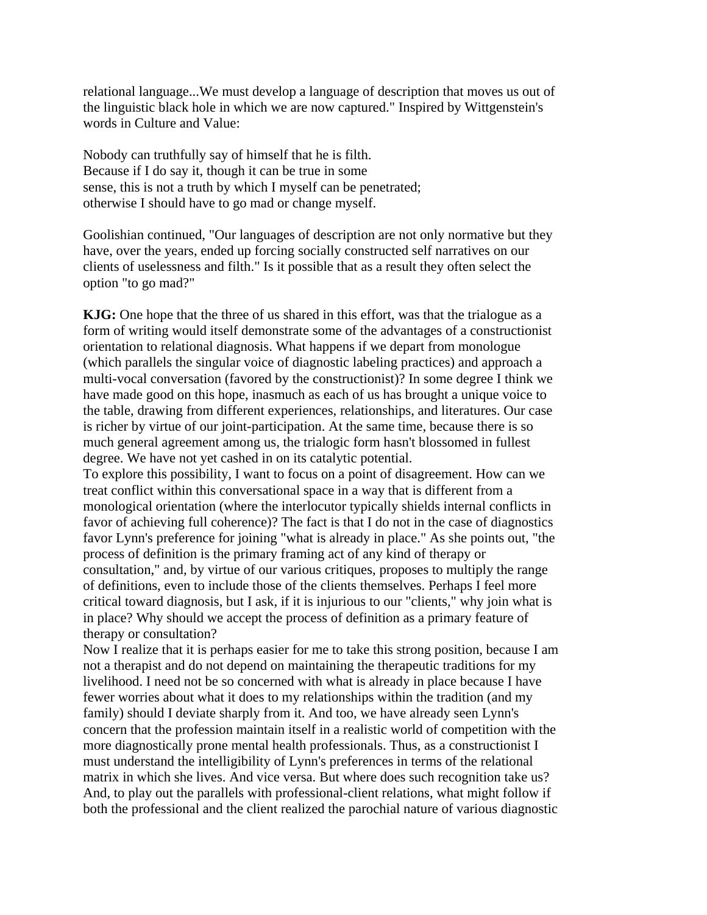relational language...We must develop a language of description that moves us out of the linguistic black hole in which we are now captured." Inspired by Wittgenstein's words in Culture and Value:

Nobody can truthfully say of himself that he is filth.
Because if I do say it, though it can be true in some
sense, this is not a truth by which I myself can be penetrated;
otherwise I should have to go mad or change myself.

Goolishian continued, "Our languages of description are not only normative but they have, over the years, ended up forcing socially constructed self narratives on our clients of uselessness and filth." Is it possible that as a result they often select the option "to go mad?"

**KJG:** One hope that the three of us shared in this effort, was that the trialogue as a form of writing would itself demonstrate some of the advantages of a constructionist orientation to relational diagnosis. What happens if we depart from monologue (which parallels the singular voice of diagnostic labeling practices) and approach a multi-vocal conversation (favored by the constructionist)? In some degree I think we have made good on this hope, inasmuch as each of us has brought a unique voice to the table, drawing from different experiences, relationships, and literatures. Our case is richer by virtue of our joint-participation. At the same time, because there is so much general agreement among us, the trialogic form hasn't blossomed in fullest degree. We have not yet cashed in on its catalytic potential.

To explore this possibility, I want to focus on a point of disagreement. How can we treat conflict within this conversational space in a way that is different from a monological orientation (where the interlocutor typically shields internal conflicts in favor of achieving full coherence)? The fact is that I do not in the case of diagnostics favor Lynn's preference for joining "what is already in place." As she points out, "the process of definition is the primary framing act of any kind of therapy or consultation," and, by virtue of our various critiques, proposes to multiply the range of definitions, even to include those of the clients themselves. Perhaps I feel more critical toward diagnosis, but I ask, if it is injurious to our "clients," why join what is in place? Why should we accept the process of definition as a primary feature of therapy or consultation?

Now I realize that it is perhaps easier for me to take this strong position, because I am not a therapist and do not depend on maintaining the therapeutic traditions for my livelihood. I need not be so concerned with what is already in place because I have fewer worries about what it does to my relationships within the tradition (and my family) should I deviate sharply from it. And too, we have already seen Lynn's concern that the profession maintain itself in a realistic world of competition with the more diagnostically prone mental health professionals. Thus, as a constructionist I must understand the intelligibility of Lynn's preferences in terms of the relational matrix in which she lives. And vice versa. But where does such recognition take us? And, to play out the parallels with professional-client relations, what might follow if both the professional and the client realized the parochial nature of various diagnostic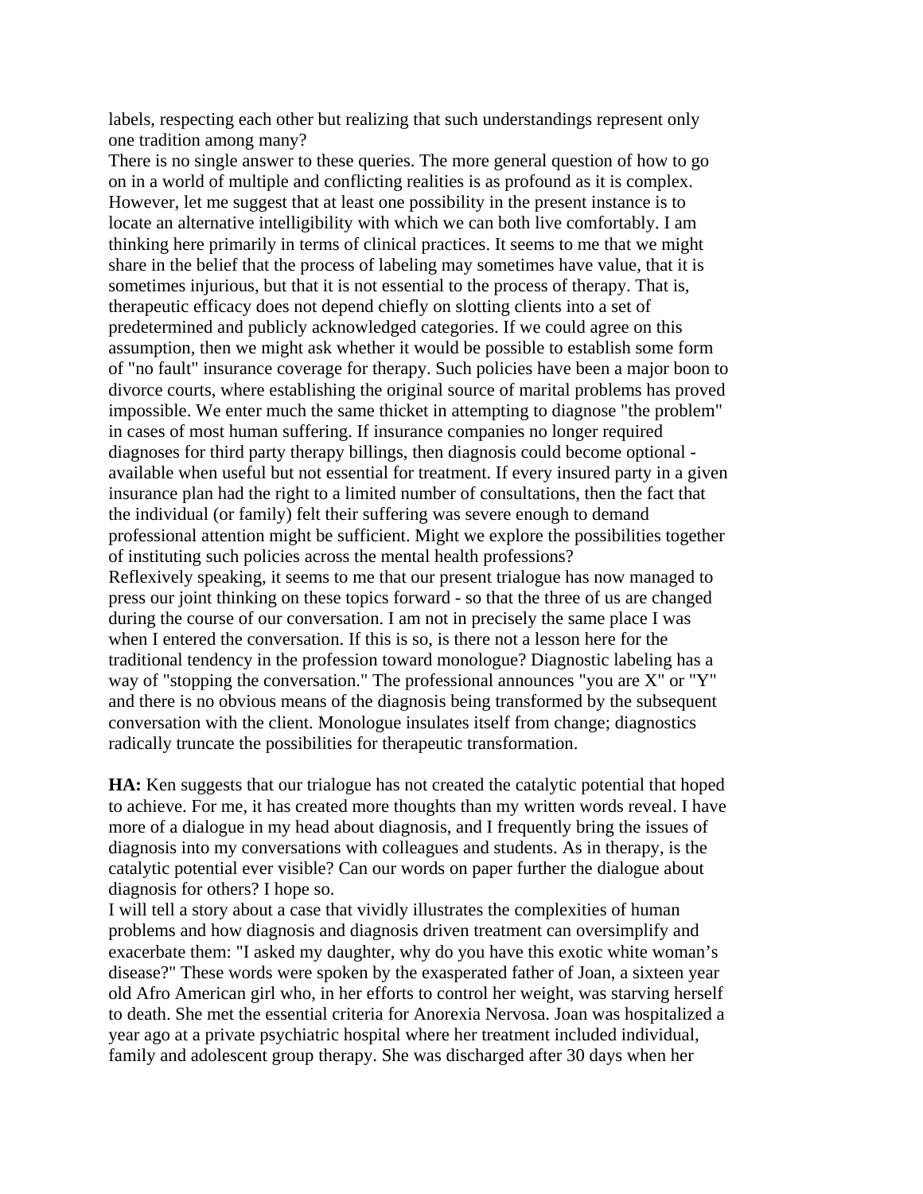labels, respecting each other but realizing that such understandings represent only one tradition among many?

There is no single answer to these queries. The more general question of how to go on in a world of multiple and conflicting realities is as profound as it is complex. However, let me suggest that at least one possibility in the present instance is to locate an alternative intelligibility with which we can both live comfortably. I am thinking here primarily in terms of clinical practices. It seems to me that we might share in the belief that the process of labeling may sometimes have value, that it is sometimes injurious, but that it is not essential to the process of therapy. That is, therapeutic efficacy does not depend chiefly on slotting clients into a set of predetermined and publicly acknowledged categories. If we could agree on this assumption, then we might ask whether it would be possible to establish some form of "no fault" insurance coverage for therapy. Such policies have been a major boon to divorce courts, where establishing the original source of marital problems has proved impossible. We enter much the same thicket in attempting to diagnose "the problem" in cases of most human suffering. If insurance companies no longer required diagnoses for third party therapy billings, then diagnosis could become optional - available when useful but not essential for treatment. If every insured party in a given insurance plan had the right to a limited number of consultations, then the fact that the individual (or family) felt their suffering was severe enough to demand professional attention might be sufficient. Might we explore the possibilities together of instituting such policies across the mental health professions?

Reflexively speaking, it seems to me that our present trialogue has now managed to press our joint thinking on these topics forward - so that the three of us are changed during the course of our conversation. I am not in precisely the same place I was when I entered the conversation. If this is so, is there not a lesson here for the traditional tendency in the profession toward monologue? Diagnostic labeling has a way of "stopping the conversation." The professional announces "you are X" or "Y" and there is no obvious means of the diagnosis being transformed by the subsequent conversation with the client. Monologue insulates itself from change; diagnostics radically truncate the possibilities for therapeutic transformation.

**HA:** Ken suggests that our trialogue has not created the catalytic potential that hoped to achieve. For me, it has created more thoughts than my written words reveal. I have more of a dialogue in my head about diagnosis, and I frequently bring the issues of diagnosis into my conversations with colleagues and students. As in therapy, is the catalytic potential ever visible? Can our words on paper further the dialogue about diagnosis for others? I hope so.

I will tell a story about a case that vividly illustrates the complexities of human problems and how diagnosis and diagnosis driven treatment can oversimplify and exacerbate them: "I asked my daughter, why do you have this exotic white woman's disease?" These words were spoken by the exasperated father of Joan, a sixteen year old Afro American girl who, in her efforts to control her weight, was starving herself to death. She met the essential criteria for Anorexia Nervosa. Joan was hospitalized a year ago at a private psychiatric hospital where her treatment included individual, family and adolescent group therapy. She was discharged after 30 days when her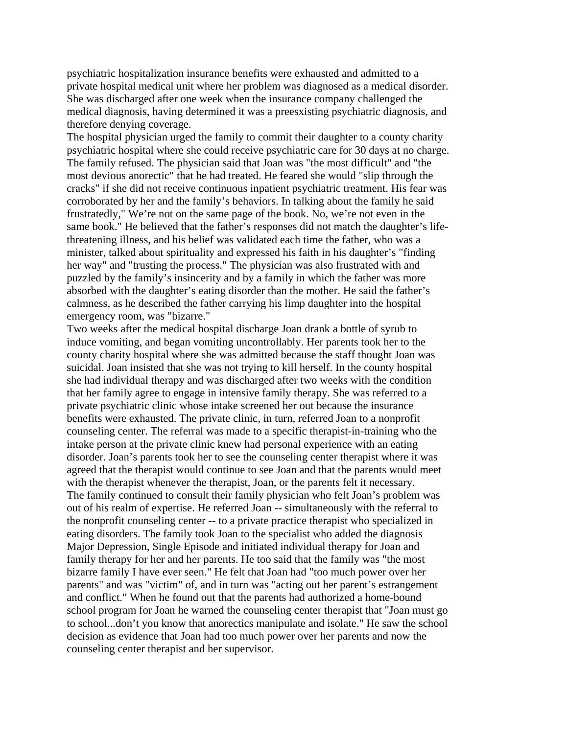psychiatric hospitalization insurance benefits were exhausted and admitted to a private hospital medical unit where her problem was diagnosed as a medical disorder. She was discharged after one week when the insurance company challenged the medical diagnosis, having determined it was a preesxisting psychiatric diagnosis, and therefore denying coverage.

The hospital physician urged the family to commit their daughter to a county charity psychiatric hospital where she could receive psychiatric care for 30 days at no charge. The family refused. The physician said that Joan was "the most difficult" and "the most devious anorectic" that he had treated. He feared she would "slip through the cracks" if she did not receive continuous inpatient psychiatric treatment. His fear was corroborated by her and the family's behaviors. In talking about the family he said frustratedly," We're not on the same page of the book. No, we're not even in the same book." He believed that the father's responses did not match the daughter's life-threatening illness, and his belief was validated each time the father, who was a minister, talked about spirituality and expressed his faith in his daughter's "finding her way" and "trusting the process." The physician was also frustrated with and puzzled by the family's insincerity and by a family in which the father was more absorbed with the daughter's eating disorder than the mother. He said the father's calmness, as he described the father carrying his limp daughter into the hospital emergency room, was "bizarre."

Two weeks after the medical hospital discharge Joan drank a bottle of syrub to induce vomiting, and began vomiting uncontrollably. Her parents took her to the county charity hospital where she was admitted because the staff thought Joan was suicidal. Joan insisted that she was not trying to kill herself. In the county hospital she had individual therapy and was discharged after two weeks with the condition that her family agree to engage in intensive family therapy. She was referred to a private psychiatric clinic whose intake screened her out because the insurance benefits were exhausted. The private clinic, in turn, referred Joan to a nonprofit counseling center. The referral was made to a specific therapist-in-training who the intake person at the private clinic knew had personal experience with an eating disorder. Joan's parents took her to see the counseling center therapist where it was agreed that the therapist would continue to see Joan and that the parents would meet with the therapist whenever the therapist, Joan, or the parents felt it necessary.

The family continued to consult their family physician who felt Joan's problem was out of his realm of expertise. He referred Joan -- simultaneously with the referral to the nonprofit counseling center -- to a private practice therapist who specialized in eating disorders. The family took Joan to the specialist who added the diagnosis Major Depression, Single Episode and initiated individual therapy for Joan and family therapy for her and her parents. He too said that the family was "the most bizarre family I have ever seen." He felt that Joan had "too much power over her parents" and was "victim" of, and in turn was "acting out her parent's estrangement and conflict." When he found out that the parents had authorized a home-bound school program for Joan he warned the counseling center therapist that "Joan must go to school...don't you know that anorectics manipulate and isolate." He saw the school decision as evidence that Joan had too much power over her parents and now the counseling center therapist and her supervisor.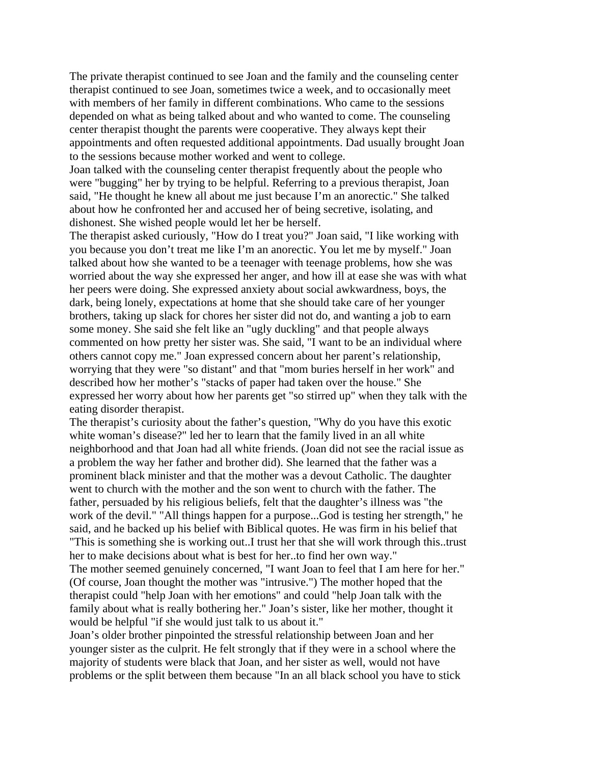The private therapist continued to see Joan and the family and the counseling center therapist continued to see Joan, sometimes twice a week, and to occasionally meet with members of her family in different combinations. Who came to the sessions depended on what as being talked about and who wanted to come. The counseling center therapist thought the parents were cooperative. They always kept their appointments and often requested additional appointments. Dad usually brought Joan to the sessions because mother worked and went to college.

Joan talked with the counseling center therapist frequently about the people who were "bugging" her by trying to be helpful. Referring to a previous therapist, Joan said, "He thought he knew all about me just because I'm an anorectic." She talked about how he confronted her and accused her of being secretive, isolating, and dishonest. She wished people would let her be herself.

The therapist asked curiously, "How do I treat you?" Joan said, "I like working with you because you don't treat me like I'm an anorectic. You let me by myself." Joan talked about how she wanted to be a teenager with teenage problems, how she was worried about the way she expressed her anger, and how ill at ease she was with what her peers were doing. She expressed anxiety about social awkwardness, boys, the dark, being lonely, expectations at home that she should take care of her younger brothers, taking up slack for chores her sister did not do, and wanting a job to earn some money. She said she felt like an "ugly duckling" and that people always commented on how pretty her sister was. She said, "I want to be an individual where others cannot copy me." Joan expressed concern about her parent's relationship, worrying that they were "so distant" and that "mom buries herself in her work" and described how her mother's "stacks of paper had taken over the house." She expressed her worry about how her parents get "so stirred up" when they talk with the eating disorder therapist.

The therapist's curiosity about the father's question, "Why do you have this exotic white woman's disease?" led her to learn that the family lived in an all white neighborhood and that Joan had all white friends. (Joan did not see the racial issue as a problem the way her father and brother did). She learned that the father was a prominent black minister and that the mother was a devout Catholic. The daughter went to church with the mother and the son went to church with the father. The father, persuaded by his religious beliefs, felt that the daughter's illness was "the work of the devil." "All things happen for a purpose...God is testing her strength," he said, and he backed up his belief with Biblical quotes. He was firm in his belief that "This is something she is working out..I trust her that she will work through this..trust her to make decisions about what is best for her..to find her own way."

The mother seemed genuinely concerned, "I want Joan to feel that I am here for her." (Of course, Joan thought the mother was "intrusive.") The mother hoped that the therapist could "help Joan with her emotions" and could "help Joan talk with the family about what is really bothering her." Joan's sister, like her mother, thought it would be helpful "if she would just talk to us about it."

Joan's older brother pinpointed the stressful relationship between Joan and her younger sister as the culprit. He felt strongly that if they were in a school where the majority of students were black that Joan, and her sister as well, would not have problems or the split between them because "In an all black school you have to stick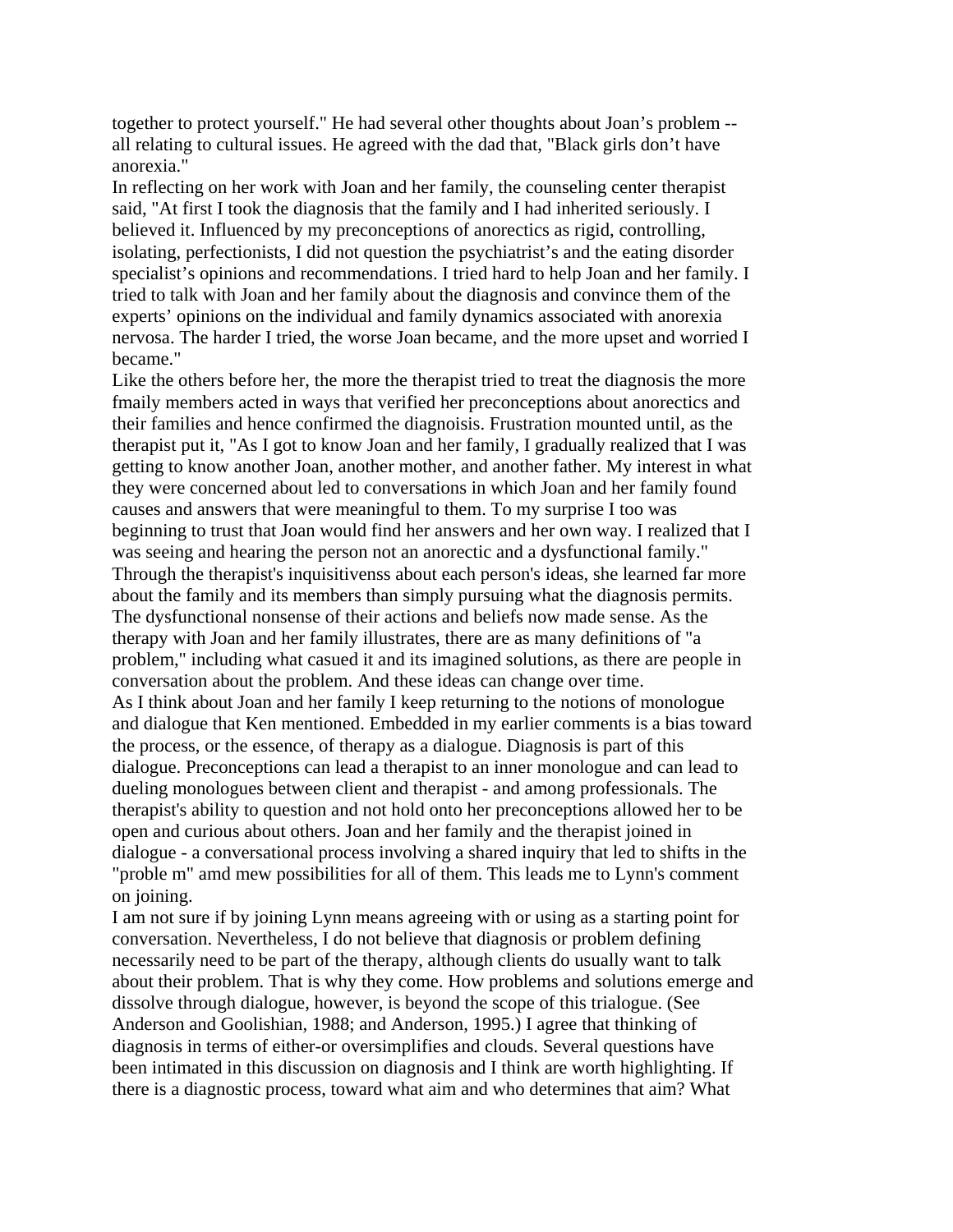together to protect yourself." He had several other thoughts about Joan's problem -- all relating to cultural issues. He agreed with the dad that, "Black girls don't have anorexia."

In reflecting on her work with Joan and her family, the counseling center therapist said, "At first I took the diagnosis that the family and I had inherited seriously. I believed it. Influenced by my preconceptions of anorectics as rigid, controlling, isolating, perfectionists, I did not question the psychiatrist's and the eating disorder specialist's opinions and recommendations. I tried hard to help Joan and her family. I tried to talk with Joan and her family about the diagnosis and convince them of the experts' opinions on the individual and family dynamics associated with anorexia nervosa. The harder I tried, the worse Joan became, and the more upset and worried I became."

Like the others before her, the more the therapist tried to treat the diagnosis the more fmaily members acted in ways that verified her preconceptions about anorectics and their families and hence confirmed the diagnoisis. Frustration mounted until, as the therapist put it, "As I got to know Joan and her family, I gradually realized that I was getting to know another Joan, another mother, and another father. My interest in what they were concerned about led to conversations in which Joan and her family found causes and answers that were meaningful to them. To my surprise I too was beginning to trust that Joan would find her answers and her own way. I realized that I was seeing and hearing the person not an anorectic and a dysfunctional family."

Through the therapist's inquisitivenss about each person's ideas, she learned far more about the family and its members than simply pursuing what the diagnosis permits. The dysfunctional nonsense of their actions and beliefs now made sense. As the therapy with Joan and her family illustrates, there are as many definitions of "a problem," including what casued it and its imagined solutions, as there are people in conversation about the problem. And these ideas can change over time.

As I think about Joan and her family I keep returning to the notions of monologue and dialogue that Ken mentioned. Embedded in my earlier comments is a bias toward the process, or the essence, of therapy as a dialogue. Diagnosis is part of this dialogue. Preconceptions can lead a therapist to an inner monologue and can lead to dueling monologues between client and therapist - and among professionals. The therapist's ability to question and not hold onto her preconceptions allowed her to be open and curious about others. Joan and her family and the therapist joined in dialogue - a conversational process involving a shared inquiry that led to shifts in the "proble m" amd mew possibilities for all of them. This leads me to Lynn's comment on joining.

I am not sure if by joining Lynn means agreeing with or using as a starting point for conversation. Nevertheless, I do not believe that diagnosis or problem defining necessarily need to be part of the therapy, although clients do usually want to talk about their problem. That is why they come. How problems and solutions emerge and dissolve through dialogue, however, is beyond the scope of this trialogue. (See Anderson and Goolishian, 1988; and Anderson, 1995.) I agree that thinking of diagnosis in terms of either-or oversimplifies and clouds. Several questions have been intimated in this discussion on diagnosis and I think are worth highlighting. If there is a diagnostic process, toward what aim and who determines that aim? What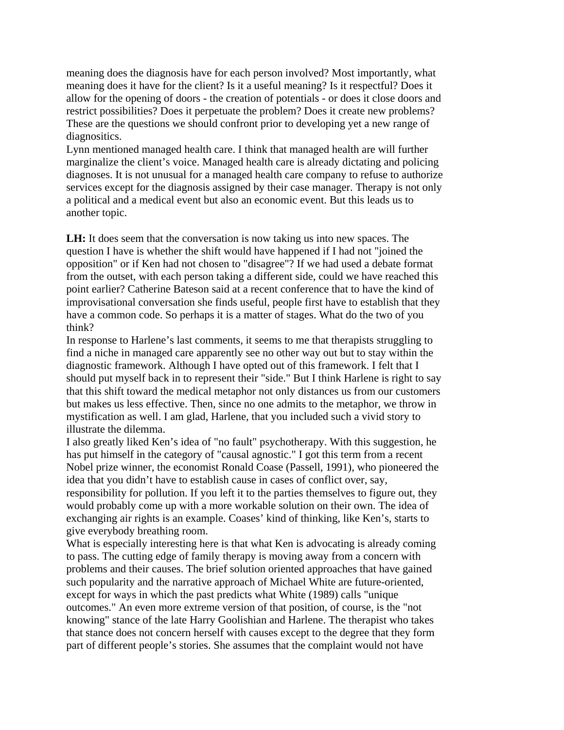meaning does the diagnosis have for each person involved? Most importantly, what meaning does it have for the client? Is it a useful meaning? Is it respectful? Does it allow for the opening of doors - the creation of potentials - or does it close doors and restrict possibilities? Does it perpetuate the problem? Does it create new problems? These are the questions we should confront prior to developing yet a new range of diagnositics.

Lynn mentioned managed health care. I think that managed health are will further marginalize the client's voice. Managed health care is already dictating and policing diagnoses. It is not unusual for a managed health care company to refuse to authorize services except for the diagnosis assigned by their case manager. Therapy is not only a political and a medical event but also an economic event. But this leads us to another topic.

**LH:** It does seem that the conversation is now taking us into new spaces. The question I have is whether the shift would have happened if I had not "joined the opposition" or if Ken had not chosen to "disagree"? If we had used a debate format from the outset, with each person taking a different side, could we have reached this point earlier? Catherine Bateson said at a recent conference that to have the kind of improvisational conversation she finds useful, people first have to establish that they have a common code. So perhaps it is a matter of stages. What do the two of you think?

In response to Harlene's last comments, it seems to me that therapists struggling to find a niche in managed care apparently see no other way out but to stay within the diagnostic framework. Although I have opted out of this framework. I felt that I should put myself back in to represent their "side." But I think Harlene is right to say that this shift toward the medical metaphor not only distances us from our customers but makes us less effective. Then, since no one admits to the metaphor, we throw in mystification as well. I am glad, Harlene, that you included such a vivid story to illustrate the dilemma.

I also greatly liked Ken's idea of "no fault" psychotherapy. With this suggestion, he has put himself in the category of "causal agnostic." I got this term from a recent Nobel prize winner, the economist Ronald Coase (Passell, 1991), who pioneered the idea that you didn't have to establish cause in cases of conflict over, say, responsibility for pollution. If you left it to the parties themselves to figure out, they would probably come up with a more workable solution on their own. The idea of exchanging air rights is an example. Coases' kind of thinking, like Ken's, starts to give everybody breathing room.

What is especially interesting here is that what Ken is advocating is already coming to pass. The cutting edge of family therapy is moving away from a concern with problems and their causes. The brief solution oriented approaches that have gained such popularity and the narrative approach of Michael White are future-oriented, except for ways in which the past predicts what White (1989) calls "unique outcomes." An even more extreme version of that position, of course, is the "not knowing" stance of the late Harry Goolishian and Harlene. The therapist who takes that stance does not concern herself with causes except to the degree that they form part of different people's stories. She assumes that the complaint would not have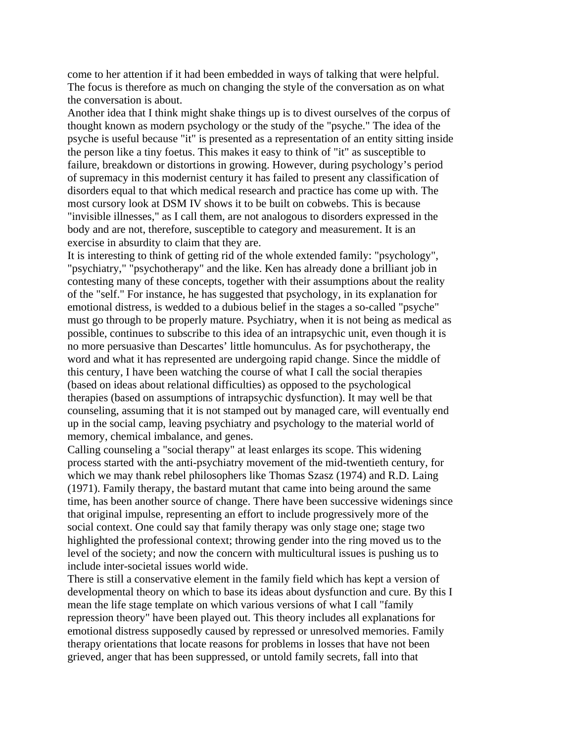come to her attention if it had been embedded in ways of talking that were helpful. The focus is therefore as much on changing the style of the conversation as on what the conversation is about.

Another idea that I think might shake things up is to divest ourselves of the corpus of thought known as modern psychology or the study of the "psyche." The idea of the psyche is useful because "it" is presented as a representation of an entity sitting inside the person like a tiny foetus. This makes it easy to think of "it" as susceptible to failure, breakdown or distortions in growing. However, during psychology's period of supremacy in this modernist century it has failed to present any classification of disorders equal to that which medical research and practice has come up with. The most cursory look at DSM IV shows it to be built on cobwebs. This is because "invisible illnesses," as I call them, are not analogous to disorders expressed in the body and are not, therefore, susceptible to category and measurement. It is an exercise in absurdity to claim that they are.

It is interesting to think of getting rid of the whole extended family: "psychology", "psychiatry," "psychotherapy" and the like. Ken has already done a brilliant job in contesting many of these concepts, together with their assumptions about the reality of the "self." For instance, he has suggested that psychology, in its explanation for emotional distress, is wedded to a dubious belief in the stages a so-called "psyche" must go through to be properly mature. Psychiatry, when it is not being as medical as possible, continues to subscribe to this idea of an intrapsychic unit, even though it is no more persuasive than Descartes' little homunculus. As for psychotherapy, the word and what it has represented are undergoing rapid change. Since the middle of this century, I have been watching the course of what I call the social therapies (based on ideas about relational difficulties) as opposed to the psychological therapies (based on assumptions of intrapsychic dysfunction). It may well be that counseling, assuming that it is not stamped out by managed care, will eventually end up in the social camp, leaving psychiatry and psychology to the material world of memory, chemical imbalance, and genes.

Calling counseling a "social therapy" at least enlarges its scope. This widening process started with the anti-psychiatry movement of the mid-twentieth century, for which we may thank rebel philosophers like Thomas Szasz (1974) and R.D. Laing (1971). Family therapy, the bastard mutant that came into being around the same time, has been another source of change. There have been successive widenings since that original impulse, representing an effort to include progressively more of the social context. One could say that family therapy was only stage one; stage two highlighted the professional context; throwing gender into the ring moved us to the level of the society; and now the concern with multicultural issues is pushing us to include inter-societal issues world wide.

There is still a conservative element in the family field which has kept a version of developmental theory on which to base its ideas about dysfunction and cure. By this I mean the life stage template on which various versions of what I call "family repression theory" have been played out. This theory includes all explanations for emotional distress supposedly caused by repressed or unresolved memories. Family therapy orientations that locate reasons for problems in losses that have not been grieved, anger that has been suppressed, or untold family secrets, fall into that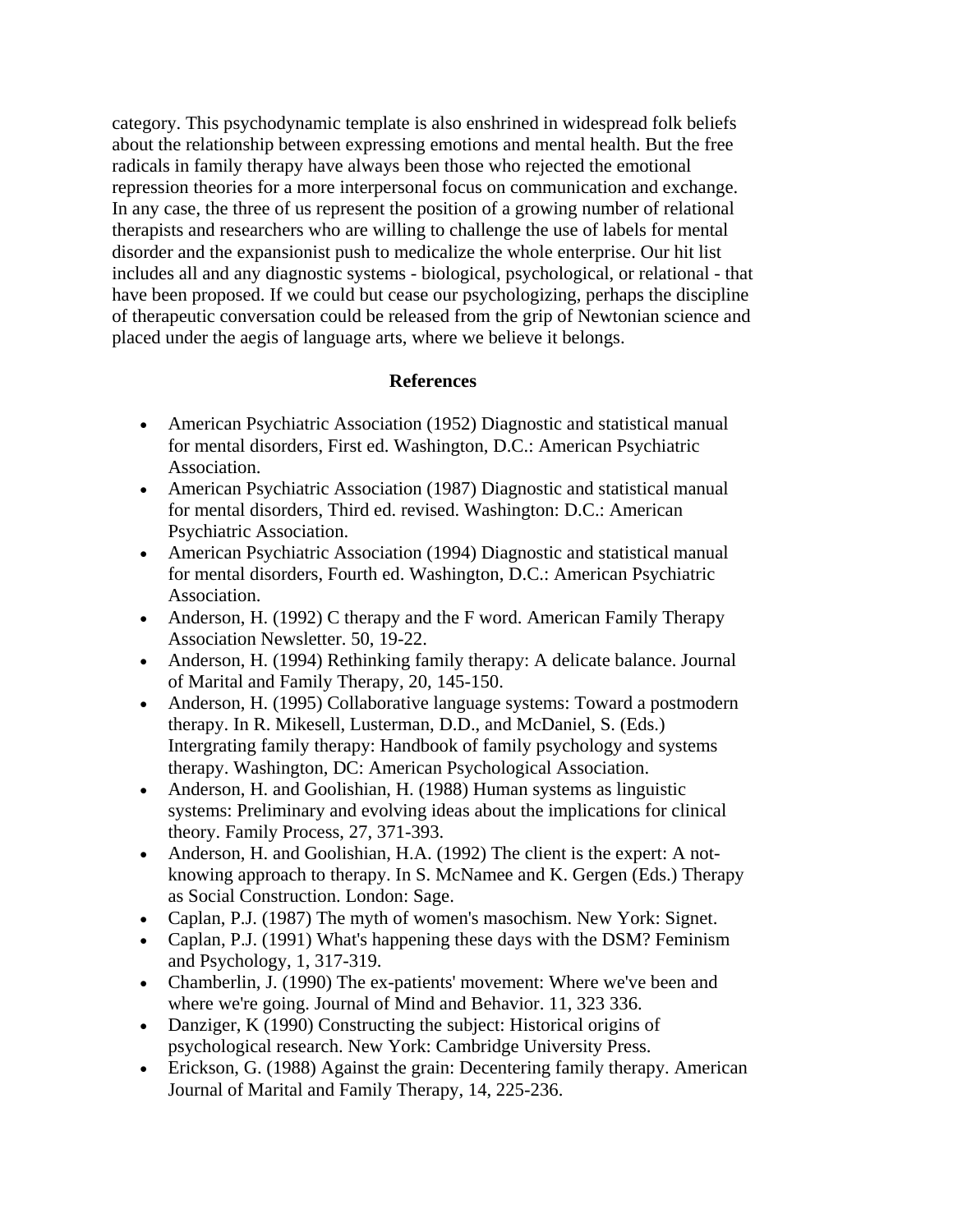category. This psychodynamic template is also enshrined in widespread folk beliefs about the relationship between expressing emotions and mental health. But the free radicals in family therapy have always been those who rejected the emotional repression theories for a more interpersonal focus on communication and exchange. In any case, the three of us represent the position of a growing number of relational therapists and researchers who are willing to challenge the use of labels for mental disorder and the expansionist push to medicalize the whole enterprise. Our hit list includes all and any diagnostic systems - biological, psychological, or relational - that have been proposed. If we could but cease our psychologizing, perhaps the discipline of therapeutic conversation could be released from the grip of Newtonian science and placed under the aegis of language arts, where we believe it belongs.

**References**

- American Psychiatric Association (1952) Diagnostic and statistical manual for mental disorders, First ed. Washington, D.C.: American Psychiatric Association.
- American Psychiatric Association (1987) Diagnostic and statistical manual for mental disorders, Third ed. revised. Washington: D.C.: American Psychiatric Association.
- American Psychiatric Association (1994) Diagnostic and statistical manual for mental disorders, Fourth ed. Washington, D.C.: American Psychiatric Association.
- Anderson, H. (1992) C therapy and the F word. American Family Therapy Association Newsletter. 50, 19-22.
- Anderson, H. (1994) Rethinking family therapy: A delicate balance. Journal of Marital and Family Therapy, 20, 145-150.
- Anderson, H. (1995) Collaborative language systems: Toward a postmodern therapy. In R. Mikesell, Lusterman, D.D., and McDaniel, S. (Eds.) Intergrating family therapy: Handbook of family psychology and systems therapy. Washington, DC: American Psychological Association.
- Anderson, H. and Goolishian, H. (1988) Human systems as linguistic systems: Preliminary and evolving ideas about the implications for clinical theory. Family Process, 27, 371-393.
- Anderson, H. and Goolishian, H.A. (1992) The client is the expert: A not-knowing approach to therapy. In S. McNamee and K. Gergen (Eds.) Therapy as Social Construction. London: Sage.
- Caplan, P.J. (1987) The myth of women's masochism. New York: Signet.
- Caplan, P.J. (1991) What's happening these days with the DSM? Feminism and Psychology, 1, 317-319.
- Chamberlin, J. (1990) The ex-patients' movement: Where we've been and where we're going. Journal of Mind and Behavior. 11, 323 336.
- Danziger, K (1990) Constructing the subject: Historical origins of psychological research. New York: Cambridge University Press.
- Erickson, G. (1988) Against the grain: Decentering family therapy. American Journal of Marital and Family Therapy, 14, 225-236.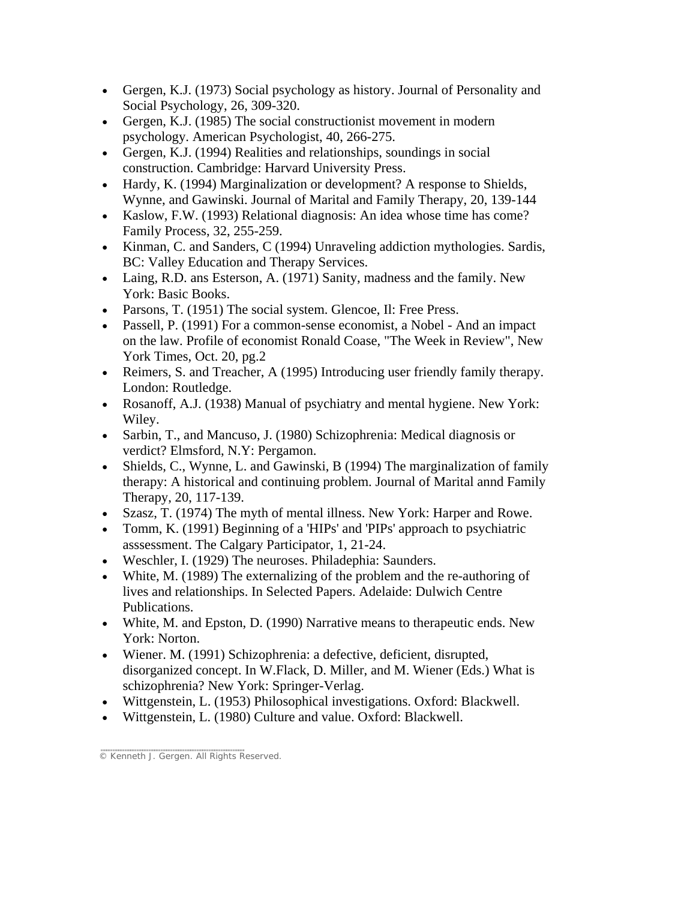- Gergen, K.J. (1973) Social psychology as history. Journal of Personality and Social Psychology, 26, 309-320.
- Gergen, K.J. (1985) The social constructionist movement in modern psychology. American Psychologist, 40, 266-275.
- Gergen, K.J. (1994) Realities and relationships, soundings in social construction. Cambridge: Harvard University Press.
- Hardy, K. (1994) Marginalization or development? A response to Shields, Wynne, and Gawinski. Journal of Marital and Family Therapy, 20, 139-144
- Kaslow, F.W. (1993) Relational diagnosis: An idea whose time has come? Family Process, 32, 255-259.
- Kinman, C. and Sanders, C (1994) Unraveling addiction mythologies. Sardis, BC: Valley Education and Therapy Services.
- Laing, R.D. ans Esterson, A. (1971) Sanity, madness and the family. New York: Basic Books.
- Parsons, T. (1951) The social system. Glencoe, Il: Free Press.
- Passell, P. (1991) For a common-sense economist, a Nobel - And an impact on the law. Profile of economist Ronald Coase, "The Week in Review", New York Times, Oct. 20, pg.2
- Reimers, S. and Treacher, A (1995) Introducing user friendly family therapy. London: Routledge.
- Rosanoff, A.J. (1938) Manual of psychiatry and mental hygiene. New York: Wiley.
- Sarbin, T., and Mancuso, J. (1980) Schizophrenia: Medical diagnosis or verdict? Elmsford, N.Y: Pergamon.
- Shields, C., Wynne, L. and Gawinski, B (1994) The marginalization of family therapy: A historical and continuing problem. Journal of Marital annd Family Therapy, 20, 117-139.
- Szasz, T. (1974) The myth of mental illness. New York: Harper and Rowe.
- Tomm, K. (1991) Beginning of a 'HIPs' and 'PIPs' approach to psychiatric asssessment. The Calgary Participator, 1, 21-24.
- Weschler, I. (1929) The neuroses. Philadephia: Saunders.
- White, M. (1989) The externalizing of the problem and the re-authoring of lives and relationships. In Selected Papers. Adelaide: Dulwich Centre Publications.
- White, M. and Epston, D. (1990) Narrative means to therapeutic ends. New York: Norton.
- Wiener. M. (1991) Schizophrenia: a defective, deficient, disrupted, disorganized concept. In W.Flack, D. Miller, and M. Wiener (Eds.) What is schizophrenia? New York: Springer-Verlag.
- Wittgenstein, L. (1953) Philosophical investigations. Oxford: Blackwell.
- Wittgenstein, L. (1980) Culture and value. Oxford: Blackwell.

© Kenneth J. Gergen. All Rights Reserved.